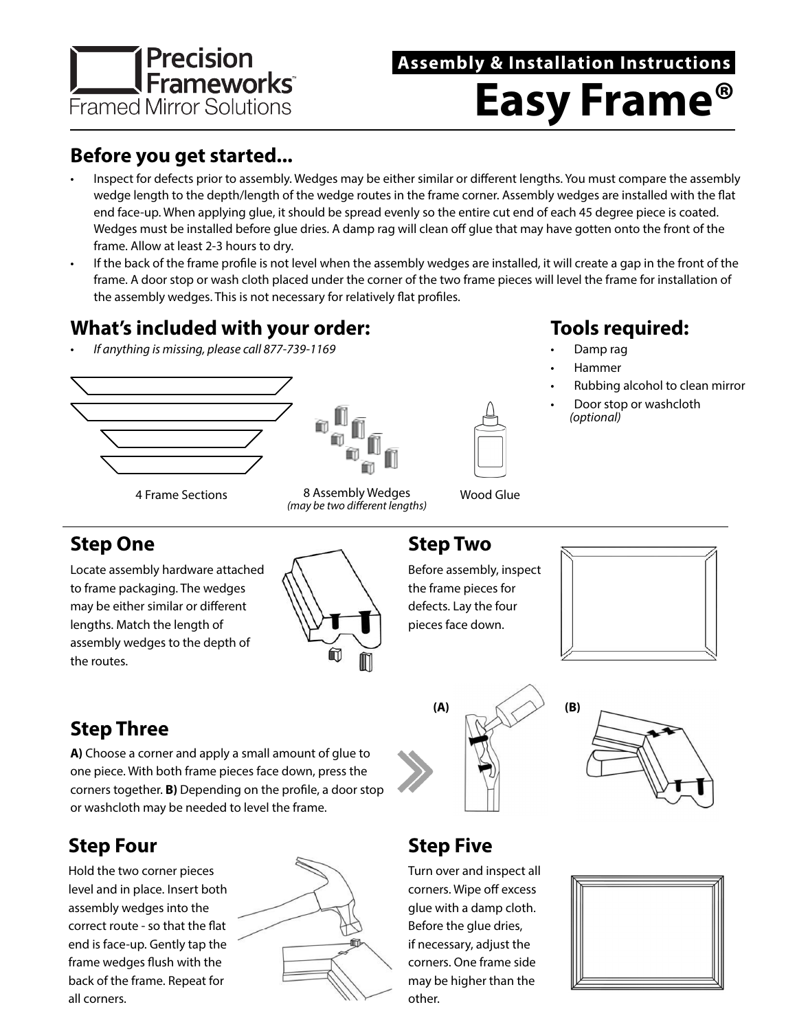Precision Frameworks™
Framed Mirror Solutions

**Assembly & Installation Instructions**

# Easy Frame®

## Before you get started...

- Inspect for defects prior to assembly. Wedges may be either similar or different lengths. You must compare the assembly wedge length to the depth/length of the wedge routes in the frame corner. Assembly wedges are installed with the flat end face-up. When applying glue, it should be spread evenly so the entire cut end of each 45 degree piece is coated. Wedges must be installed before glue dries. A damp rag will clean off glue that may have gotten onto the front of the frame. Allow at least 2-3 hours to dry.
- If the back of the frame profile is not level when the assembly wedges are installed, it will create a gap in the front of the frame. A door stop or wash cloth placed under the corner of the two frame pieces will level the frame for installation of the assembly wedges. This is not necessary for relatively flat profiles.

## What's included with your order:

- *If anything is missing, please call 877-739-1169*

4 Frame Sections

8 Assembly Wedges
*(may be two different lengths)*

Wood Glue

## Tools required:

- Damp rag
- Hammer
- Rubbing alcohol to clean mirror
- Door stop or washcloth *(optional)*

## Step One

Locate assembly hardware attached to frame packaging. The wedges may be either similar or different lengths. Match the length of assembly wedges to the depth of the routes.

## Step Two

Before assembly, inspect the frame pieces for defects. Lay the four pieces face down.

## Step Three

**A)** Choose a corner and apply a small amount of glue to one piece. With both frame pieces face down, press the corners together. **B)** Depending on the profile, a door stop or washcloth may be needed to level the frame.

**(A)** **(B)**

## Step Four

Hold the two corner pieces level and in place. Insert both assembly wedges into the correct route - so that the flat end is face-up. Gently tap the frame wedges flush with the back of the frame. Repeat for all corners.

## Step Five

Turn over and inspect all corners. Wipe off excess glue with a damp cloth. Before the glue dries, if necessary, adjust the corners. One frame side may be higher than the other.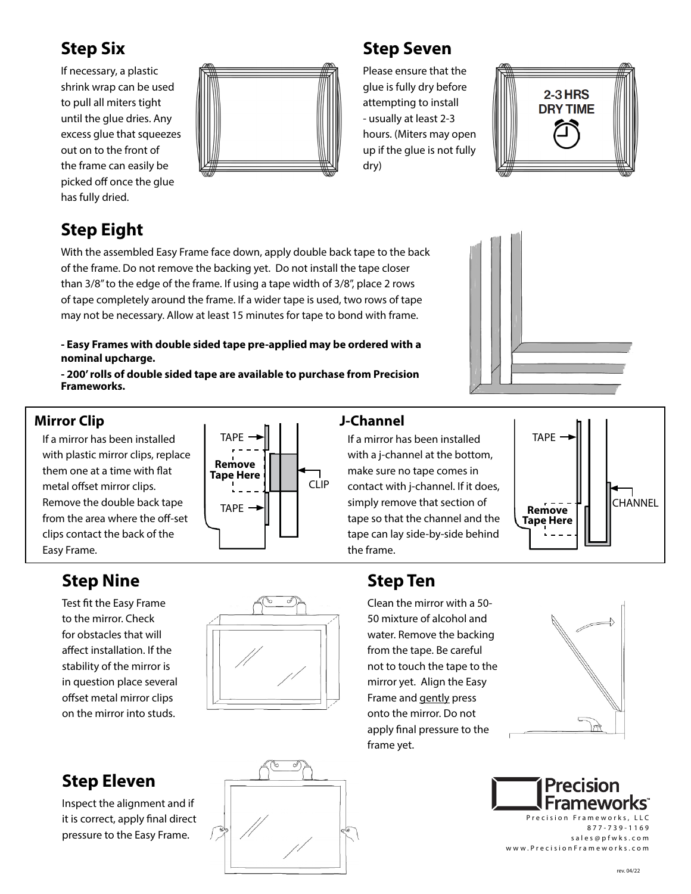## Step Six

If necessary, a plastic shrink wrap can be used to pull all miters tight until the glue dries. Any excess glue that squeezes out on to the front of the frame can easily be picked off once the glue has fully dried.

## Step Seven

Please ensure that the glue is fully dry before attempting to install - usually at least 2-3 hours. (Miters may open up if the glue is not fully dry)

2-3 HRS DRY TIME

## Step Eight

With the assembled Easy Frame face down, apply double back tape to the back of the frame. Do not remove the backing yet. Do not install the tape closer than 3/8" to the edge of the frame. If using a tape width of 3/8", place 2 rows of tape completely around the frame. If a wider tape is used, two rows of tape may not be necessary. Allow at least 15 minutes for tape to bond with frame.

**- Easy Frames with double sided tape pre-applied may be ordered with a nominal upcharge.**

**- 200' rolls of double sided tape are available to purchase from Precision Frameworks.**

### Mirror Clip

If a mirror has been installed with plastic mirror clips, replace them one at a time with flat metal offset mirror clips. Remove the double back tape from the area where the off-set clips contact the back of the Easy Frame.

TAPE
**Remove Tape Here**
TAPE
CLIP

### J-Channel

If a mirror has been installed with a j-channel at the bottom, make sure no tape comes in contact with j-channel. If it does, simply remove that section of tape so that the channel and the tape can lay side-by-side behind the frame.

TAPE
**Remove Tape Here**
CHANNEL

## Step Nine

Test fit the Easy Frame to the mirror. Check for obstacles that will affect installation. If the stability of the mirror is in question place several offset metal mirror clips on the mirror into studs.

## Step Ten

Clean the mirror with a 50-50 mixture of alcohol and water. Remove the backing from the tape. Be careful not to touch the tape to the mirror yet. Align the Easy Frame and gently press onto the mirror. Do not apply final pressure to the frame yet.

## Step Eleven

Inspect the alignment and if it is correct, apply final direct pressure to the Easy Frame.

Precision Frameworks™
Precision Frameworks, LLC
877-739-1169
sales@pfwks.com
www.PrecisionFrameworks.com

rev. 04/22